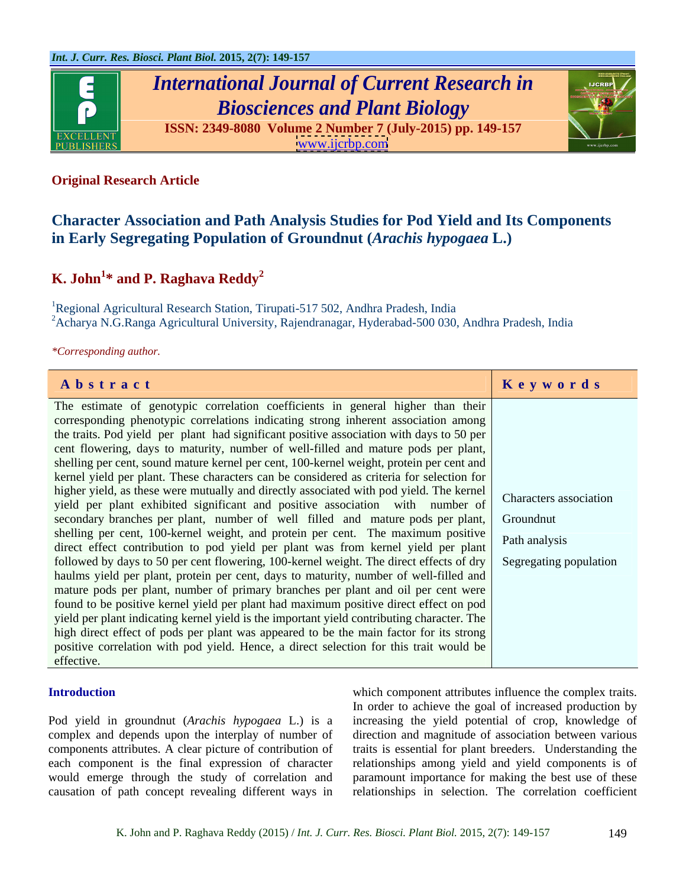**Original Research Article**

# Character Association and Path Analysis Studies for Pod Yield and Its Components in Early Segregating Population of Groundnut (*Arachis hypogaea* L.)

**K. John[1]* and P. Raghava Reddy[2]**

[1]Regional Agricultural Research Station, Tirupati-517 502, Andhra Pradesh, India
[2]Acharya N.G.Ranga Agricultural University, Rajendranagar, Hyderabad-500 030, Andhra Pradesh, India

*\*Corresponding author.*

| Abstract | Keywords |
|---|---|
| The estimate of genotypic correlation coefficients in general higher than their corresponding phenotypic correlations indicating strong inherent association among the traits. Pod yield per plant had significant positive association with days to 50 per cent flowering, days to maturity, number of well-filled and mature pods per plant, shelling per cent, sound mature kernel per cent, 100-kernel weight, protein per cent and kernel yield per plant. These characters can be considered as criteria for selection for higher yield, as these were mutually and directly associated with pod yield. The kernel yield per plant exhibited significant and positive association with number of secondary branches per plant, number of well filled and mature pods per plant, shelling per cent, 100-kernel weight, and protein per cent. The maximum positive direct effect contribution to pod yield per plant was from kernel yield per plant followed by days to 50 per cent flowering, 100-kernel weight. The direct effects of dry haulms yield per plant, protein per cent, days to maturity, number of well-filled and mature pods per plant, number of primary branches per plant and oil per cent were found to be positive kernel yield per plant had maximum positive direct effect on pod yield per plant indicating kernel yield is the important yield contributing character. The high direct effect of pods per plant was appeared to be the main factor for its strong positive correlation with pod yield. Hence, a direct selection for this trait would be effective. | Characters association<br>Groundnut<br>Path analysis<br>Segregating population |

## Introduction

Pod yield in groundnut (*Arachis hypogaea* L.) is a complex and depends upon the interplay of number of components attributes. A clear picture of contribution of each component is the final expression of character would emerge through the study of correlation and causation of path concept revealing different ways in which component attributes influence the complex traits. In order to achieve the goal of increased production by increasing the yield potential of crop, knowledge of direction and magnitude of association between various traits is essential for plant breeders. Understanding the relationships among yield and yield components is of paramount importance for making the best use of these relationships in selection. The correlation coefficient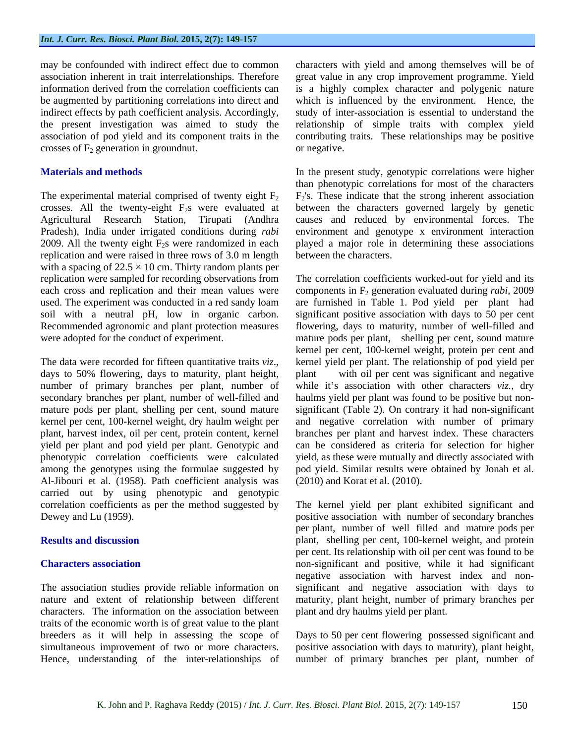may be confounded with indirect effect due to common association inherent in trait interrelationships. Therefore information derived from the correlation coefficients can be augmented by partitioning correlations into direct and indirect effects by path coefficient analysis. Accordingly, the present investigation was aimed to study the association of pod yield and its component traits in the crosses of $F_2$ generation in groundnut.

## Materials and methods

The experimental material comprised of twenty eight $F_2$ crosses. All the twenty-eight $F_2$s were evaluated at Agricultural Research Station, Tirupati (Andhra Pradesh), India under irrigated conditions during *rabi* 2009. All the twenty eight $F_2$s were randomized in each replication and were raised in three rows of 3.0 m length with a spacing of $22.5 \times 10$ cm. Thirty random plants per replication were sampled for recording observations from each cross and replication and their mean values were used. The experiment was conducted in a red sandy loam soil with a neutral pH, low in organic carbon. Recommended agronomic and plant protection measures were adopted for the conduct of experiment.

The data were recorded for fifteen quantitative traits *viz*., days to 50% flowering, days to maturity, plant height, number of primary branches per plant, number of secondary branches per plant, number of well-filled and mature pods per plant, shelling per cent, sound mature kernel per cent, 100-kernel weight, dry haulm weight per plant, harvest index, oil per cent, protein content, kernel yield per plant and pod yield per plant. Genotypic and phenotypic correlation coefficients were calculated among the genotypes using the formulae suggested by Al-Jibouri et al. (1958). Path coefficient analysis was carried out by using phenotypic and genotypic correlation coefficients as per the method suggested by Dewey and Lu (1959).

## Results and discussion

### Characters association

The association studies provide reliable information on nature and extent of relationship between different characters. The information on the association between traits of the economic worth is of great value to the plant breeders as it will help in assessing the scope of simultaneous improvement of two or more characters. Hence, understanding of the inter-relationships of characters with yield and among themselves will be of great value in any crop improvement programme. Yield is a highly complex character and polygenic nature which is influenced by the environment. Hence, the study of inter-association is essential to understand the relationship of simple traits with complex yield contributing traits. These relationships may be positive or negative.

In the present study, genotypic correlations were higher than phenotypic correlations for most of the characters $F_2$'s. These indicate that the strong inherent association between the characters governed largely by genetic causes and reduced by environmental forces. The environment and genotype x environment interaction played a major role in determining these associations between the characters.

The correlation coefficients worked-out for yield and its components in $F_2$ generation evaluated during *rabi*, 2009 are furnished in Table 1. Pod yield per plant had significant positive association with days to 50 per cent flowering, days to maturity, number of well-filled and mature pods per plant, shelling per cent, sound mature kernel per cent, 100-kernel weight, protein per cent and kernel yield per plant. The relationship of pod yield per plant with oil per cent was significant and negative while it's association with other characters *viz.*, dry haulms yield per plant was found to be positive but non-significant (Table 2). On contrary it had non-significant and negative correlation with number of primary branches per plant and harvest index. These characters can be considered as criteria for selection for higher yield, as these were mutually and directly associated with pod yield. Similar results were obtained by Jonah et al. (2010) and Korat et al. (2010).

The kernel yield per plant exhibited significant and positive association with number of secondary branches per plant, number of well filled and mature pods per plant, shelling per cent, 100-kernel weight, and protein per cent. Its relationship with oil per cent was found to be non-significant and positive, while it had significant negative association with harvest index and non-significant and negative association with days to maturity, plant height, number of primary branches per plant and dry haulms yield per plant.

Days to 50 per cent flowering possessed significant and positive association with days to maturity), plant height, number of primary branches per plant, number of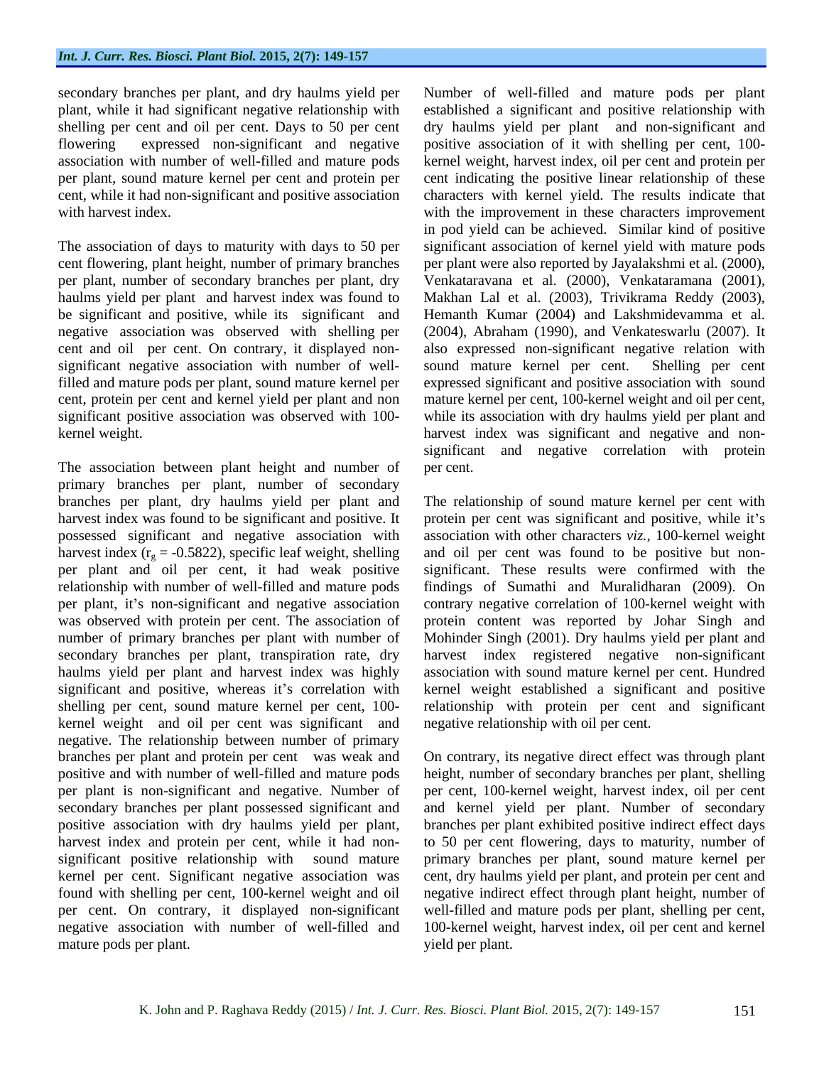secondary branches per plant, and dry haulms yield per plant, while it had significant negative relationship with shelling per cent and oil per cent. Days to 50 per cent flowering expressed non-significant and negative association with number of well-filled and mature pods per plant, sound mature kernel per cent and protein per cent, while it had non-significant and positive association with harvest index.

The association of days to maturity with days to 50 per cent flowering, plant height, number of primary branches per plant, number of secondary branches per plant, dry haulms yield per plant and harvest index was found to be significant and positive, while its significant and negative association was observed with shelling per cent and oil per cent. On contrary, it displayed non-significant negative association with number of well-filled and mature pods per plant, sound mature kernel per cent, protein per cent and kernel yield per plant and non significant positive association was observed with 100-kernel weight.

The association between plant height and number of primary branches per plant, number of secondary branches per plant, dry haulms yield per plant and harvest index was found to be significant and positive. It possessed significant and negative association with harvest index ($r_g$ = -0.5822), specific leaf weight, shelling per plant and oil per cent, it had weak positive relationship with number of well-filled and mature pods per plant, it's non-significant and negative association was observed with protein per cent. The association of number of primary branches per plant with number of secondary branches per plant, transpiration rate, dry haulms yield per plant and harvest index was highly significant and positive, whereas it's correlation with shelling per cent, sound mature kernel per cent, 100-kernel weight and oil per cent was significant and negative. The relationship between number of primary branches per plant and protein per cent was weak and positive and with number of well-filled and mature pods per plant is non-significant and negative. Number of secondary branches per plant possessed significant and positive association with dry haulms yield per plant, harvest index and protein per cent, while it had non-significant positive relationship with sound mature kernel per cent. Significant negative association was found with shelling per cent, 100-kernel weight and oil per cent. On contrary, it displayed non-significant negative association with number of well-filled and mature pods per plant.

Number of well-filled and mature pods per plant established a significant and positive relationship with dry haulms yield per plant and non-significant and positive association of it with shelling per cent, 100-kernel weight, harvest index, oil per cent and protein per cent indicating the positive linear relationship of these characters with kernel yield. The results indicate that with the improvement in these characters improvement in pod yield can be achieved. Similar kind of positive significant association of kernel yield with mature pods per plant were also reported by Jayalakshmi et al. (2000), Venkataravana et al. (2000), Venkataramana (2001), Makhan Lal et al. (2003), Trivikrama Reddy (2003), Hemanth Kumar (2004) and Lakshmidevamma et al. (2004), Abraham (1990), and Venkateswarlu (2007). It also expressed non-significant negative relation with sound mature kernel per cent. Shelling per cent expressed significant and positive association with sound mature kernel per cent, 100-kernel weight and oil per cent, while its association with dry haulms yield per plant and harvest index was significant and negative and non-significant and negative correlation with protein per cent.

The relationship of sound mature kernel per cent with protein per cent was significant and positive, while it's association with other characters *viz.,* 100-kernel weight and oil per cent was found to be positive but non-significant. These results were confirmed with the findings of Sumathi and Muralidharan (2009). On contrary negative correlation of 100-kernel weight with protein content was reported by Johar Singh and Mohinder Singh (2001). Dry haulms yield per plant and harvest index registered negative non-significant association with sound mature kernel per cent. Hundred kernel weight established a significant and positive relationship with protein per cent and significant negative relationship with oil per cent.

On contrary, its negative direct effect was through plant height, number of secondary branches per plant, shelling per cent, 100-kernel weight, harvest index, oil per cent and kernel yield per plant. Number of secondary branches per plant exhibited positive indirect effect days to 50 per cent flowering, days to maturity, number of primary branches per plant, sound mature kernel per cent, dry haulms yield per plant, and protein per cent and negative indirect effect through plant height, number of well-filled and mature pods per plant, shelling per cent, 100-kernel weight, harvest index, oil per cent and kernel yield per plant.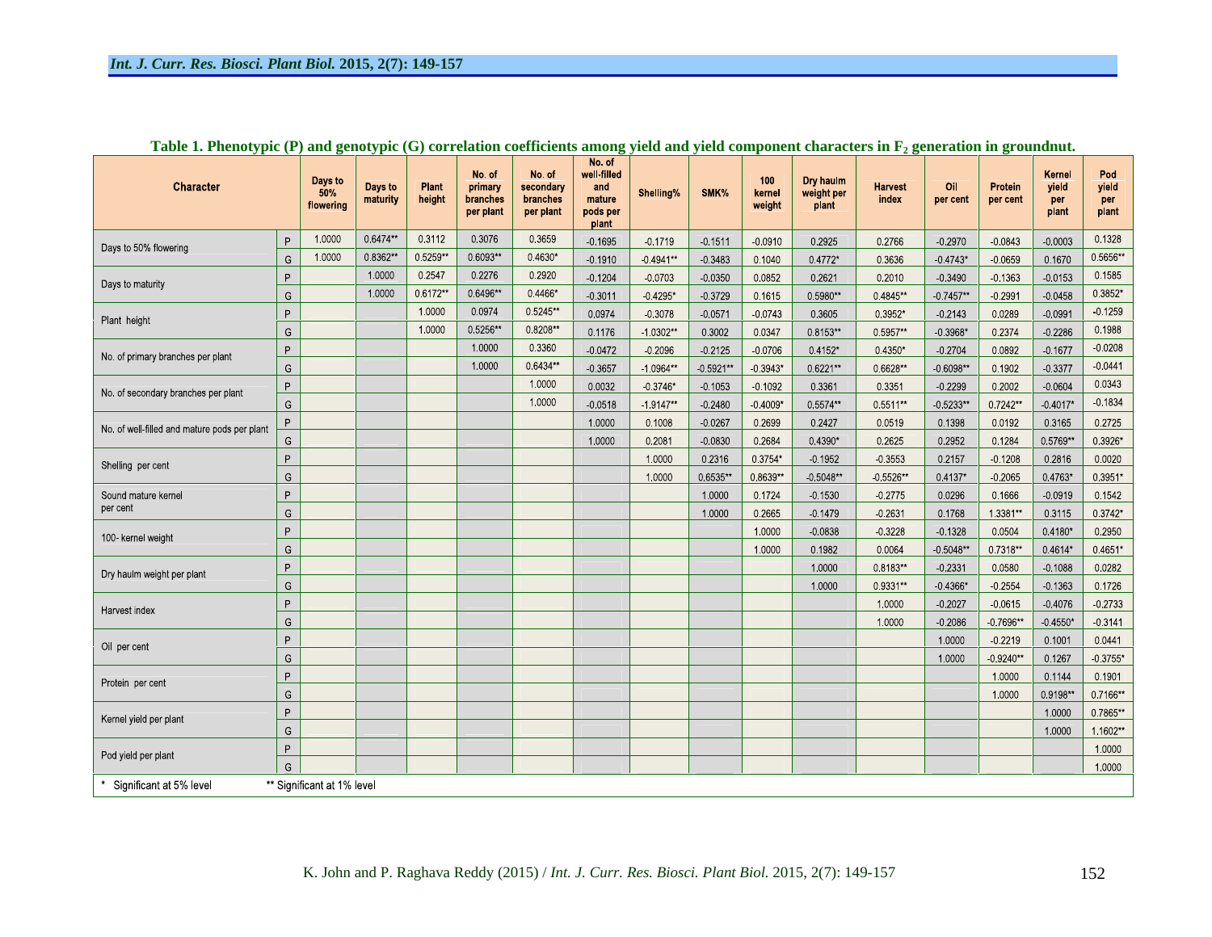**Table 1. Phenotypic (P) and genotypic (G) correlation coefficients among yield and yield component characters in $F_2$ generation in groundnut.**

| Character | | Days to 50% flowering | Days to maturity | Plant height | No. of primary branches per plant | No. of secondary branches per plant | No. of well-filled and mature pods per plant | Shelling% | SMK% | 100 kernel weight | Dry haulm weight per plant | Harvest index | Oil per cent | Protein per cent | Kernel yield per plant | Pod yield per plant |
|---|---|---|---|---|---|---|---|---|---|---|---|---|---|---|---|---|
| Days to 50% flowering | P | 1.0000 | 0.6474** | 0.3112 | 0.3076 | 0.3659 | -0.1695 | -0.1719 | -0.1511 | -0.0910 | 0.2925 | 0.2766 | -0.2970 | -0.0843 | -0.0003 | 0.1328 |
| | G | 1.0000 | 0.8362** | 0.5259** | 0.6093** | 0.4630* | -0.1910 | -0.4941** | -0.3483 | 0.1040 | 0.4772* | 0.3636 | -0.4743* | -0.0659 | 0.1670 | 0.5656** |
| Days to maturity | P | | 1.0000 | 0.2547 | 0.2276 | 0.2920 | -0.1204 | -0.0703 | -0.0350 | 0.0852 | 0.2621 | 0.2010 | -0.3490 | -0.1363 | -0.0153 | 0.1585 |
| | G | | 1.0000 | 0.6172** | 0.6496** | 0.4466* | -0.3011 | -0.4295* | -0.3729 | 0.1615 | 0.5980** | 0.4845** | -0.7457** | -0.2991 | -0.0458 | 0.3852* |
| Plant height | P | | | 1.0000 | 0.0974 | 0.5245** | 0.0974 | -0.3078 | -0.0571 | -0.0743 | 0.3605 | 0.3952* | -0.2143 | 0.0289 | -0.0991 | -0.1259 |
| | G | | | 1.0000 | 0.5256** | 0.8208** | 0.1176 | -1.0302** | 0.3002 | 0.0347 | 0.8153** | 0.5957** | -0.3968* | 0.2374 | -0.2286 | 0.1988 |
| No. of primary branches per plant | P | | | | 1.0000 | 0.3360 | -0.0472 | -0.2096 | -0.2125 | -0.0706 | 0.4152* | 0.4350* | -0.2704 | 0.0892 | -0.1677 | -0.0208 |
| | G | | | | 1.0000 | 0.6434** | -0.3657 | -1.0964** | -0.5921** | -0.3943* | 0.6221** | 0.6628** | -0.6098** | 0.1902 | -0.3377 | -0.0441 |
| No. of secondary branches per plant | P | | | | | 1.0000 | 0.0032 | -0.3746* | -0.1053 | -0.1092 | 0.3361 | 0.3351 | -0.2299 | 0.2002 | -0.0604 | 0.0343 |
| | G | | | | | 1.0000 | -0.0518 | -1.9147** | -0.2480 | -0.4009* | 0.5574** | 0.5511** | -0.5233** | 0.7242** | -0.4017* | -0.1834 |
| No. of well-filled and mature pods per plant | P | | | | | | 1.0000 | 0.1008 | -0.0267 | 0.2699 | 0.2427 | 0.0519 | 0.1398 | 0.0192 | 0.3165 | 0.2725 |
| | G | | | | | | 1.0000 | 0.2081 | -0.0830 | 0.2684 | 0.4390* | 0.2625 | 0.2952 | 0.1284 | 0.5769** | 0.3926* |
| Shelling per cent | P | | | | | | | 1.0000 | 0.2316 | 0.3754* | -0.1952 | -0.3553 | 0.2157 | -0.1208 | 0.2816 | 0.0020 |
| | G | | | | | | | 1.0000 | 0.6535** | 0.8639** | -0.5048** | -0.5526** | 0.4137* | -0.2065 | 0.4763* | 0.3951* |
| Sound mature kernel per cent | P | | | | | | | | 1.0000 | 0.1724 | -0.1530 | -0.2775 | 0.0296 | 0.1666 | -0.0919 | 0.1542 |
| | G | | | | | | | | 1.0000 | 0.2665 | -0.1479 | -0.2631 | 0.1768 | 1.3381** | 0.3115 | 0.3742* |
| 100- kernel weight | P | | | | | | | | | 1.0000 | -0.0838 | -0.3228 | -0.1328 | 0.0504 | 0.4180* | 0.2950 |
| | G | | | | | | | | | 1.0000 | 0.1982 | 0.0064 | -0.5048** | 0.7318** | 0.4614* | 0.4651* |
| Dry haulm weight per plant | P | | | | | | | | | | 1.0000 | 0.8183** | -0.2331 | 0.0580 | -0.1088 | 0.0282 |
| | G | | | | | | | | | | 1.0000 | 0.9331** | -0.4366* | -0.2554 | -0.1363 | 0.1726 |
| Harvest index | P | | | | | | | | | | | 1.0000 | -0.2027 | -0.0615 | -0.4076 | -0.2733 |
| | G | | | | | | | | | | | 1.0000 | -0.2086 | -0.7696** | -0.4550* | -0.3141 |
| Oil per cent | P | | | | | | | | | | | | 1.0000 | -0.2219 | 0.1001 | 0.0441 |
| | G | | | | | | | | | | | | 1.0000 | -0.9240** | 0.1267 | -0.3755* |
| Protein per cent | P | | | | | | | | | | | | | 1.0000 | 0.1144 | 0.1901 |
| | G | | | | | | | | | | | | | 1.0000 | 0.9198** | 0.7166** |
| Kernel yield per plant | P | | | | | | | | | | | | | | 1.0000 | 0.7865** |
| | G | | | | | | | | | | | | | | 1.0000 | 1.1602** |
| Pod yield per plant | P | | | | | | | | | | | | | | | 1.0000 |
| | G | | | | | | | | | | | | | | | 1.0000 |

\* Significant at 5% level  ** Significant at 1% level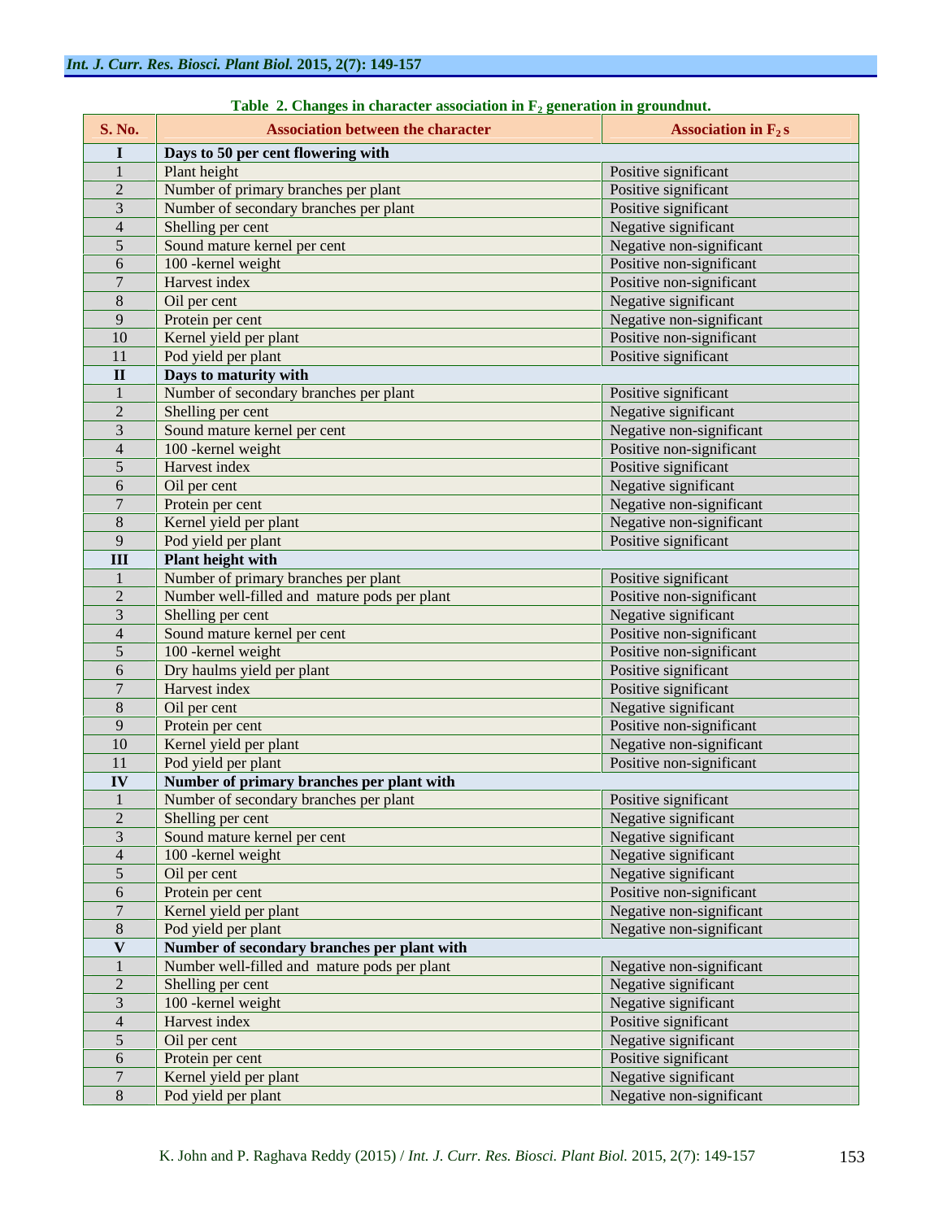**Table 2. Changes in character association in $F_2$ generation in groundnut.**

| S. No. | Association between the character | Association in $F_2$s |
|---|---|---|
| **I** | **Days to 50 per cent flowering with** | |
| 1 | Plant height | Positive significant |
| 2 | Number of primary branches per plant | Positive significant |
| 3 | Number of secondary branches per plant | Positive significant |
| 4 | Shelling per cent | Negative significant |
| 5 | Sound mature kernel per cent | Negative non-significant |
| 6 | 100 -kernel weight | Positive non-significant |
| 7 | Harvest index | Positive non-significant |
| 8 | Oil per cent | Negative significant |
| 9 | Protein per cent | Negative non-significant |
| 10 | Kernel yield per plant | Positive non-significant |
| 11 | Pod yield per plant | Positive significant |
| **II** | **Days to maturity with** | |
| 1 | Number of secondary branches per plant | Positive significant |
| 2 | Shelling per cent | Negative significant |
| 3 | Sound mature kernel per cent | Negative non-significant |
| 4 | 100 -kernel weight | Positive non-significant |
| 5 | Harvest index | Positive significant |
| 6 | Oil per cent | Negative significant |
| 7 | Protein per cent | Negative non-significant |
| 8 | Kernel yield per plant | Negative non-significant |
| 9 | Pod yield per plant | Positive significant |
| **III** | **Plant height with** | |
| 1 | Number of primary branches per plant | Positive significant |
| 2 | Number well-filled and mature pods per plant | Positive non-significant |
| 3 | Shelling per cent | Negative significant |
| 4 | Sound mature kernel per cent | Positive non-significant |
| 5 | 100 -kernel weight | Positive non-significant |
| 6 | Dry haulms yield per plant | Positive significant |
| 7 | Harvest index | Positive significant |
| 8 | Oil per cent | Negative significant |
| 9 | Protein per cent | Positive non-significant |
| 10 | Kernel yield per plant | Negative non-significant |
| 11 | Pod yield per plant | Positive non-significant |
| **IV** | **Number of primary branches per plant with** | |
| 1 | Number of secondary branches per plant | Positive significant |
| 2 | Shelling per cent | Negative significant |
| 3 | Sound mature kernel per cent | Negative significant |
| 4 | 100 -kernel weight | Negative significant |
| 5 | Oil per cent | Negative significant |
| 6 | Protein per cent | Positive non-significant |
| 7 | Kernel yield per plant | Negative non-significant |
| 8 | Pod yield per plant | Negative non-significant |
| **V** | **Number of secondary branches per plant with** | |
| 1 | Number well-filled and mature pods per plant | Negative non-significant |
| 2 | Shelling per cent | Negative significant |
| 3 | 100 -kernel weight | Negative significant |
| 4 | Harvest index | Positive significant |
| 5 | Oil per cent | Negative significant |
| 6 | Protein per cent | Positive significant |
| 7 | Kernel yield per plant | Negative significant |
| 8 | Pod yield per plant | Negative non-significant |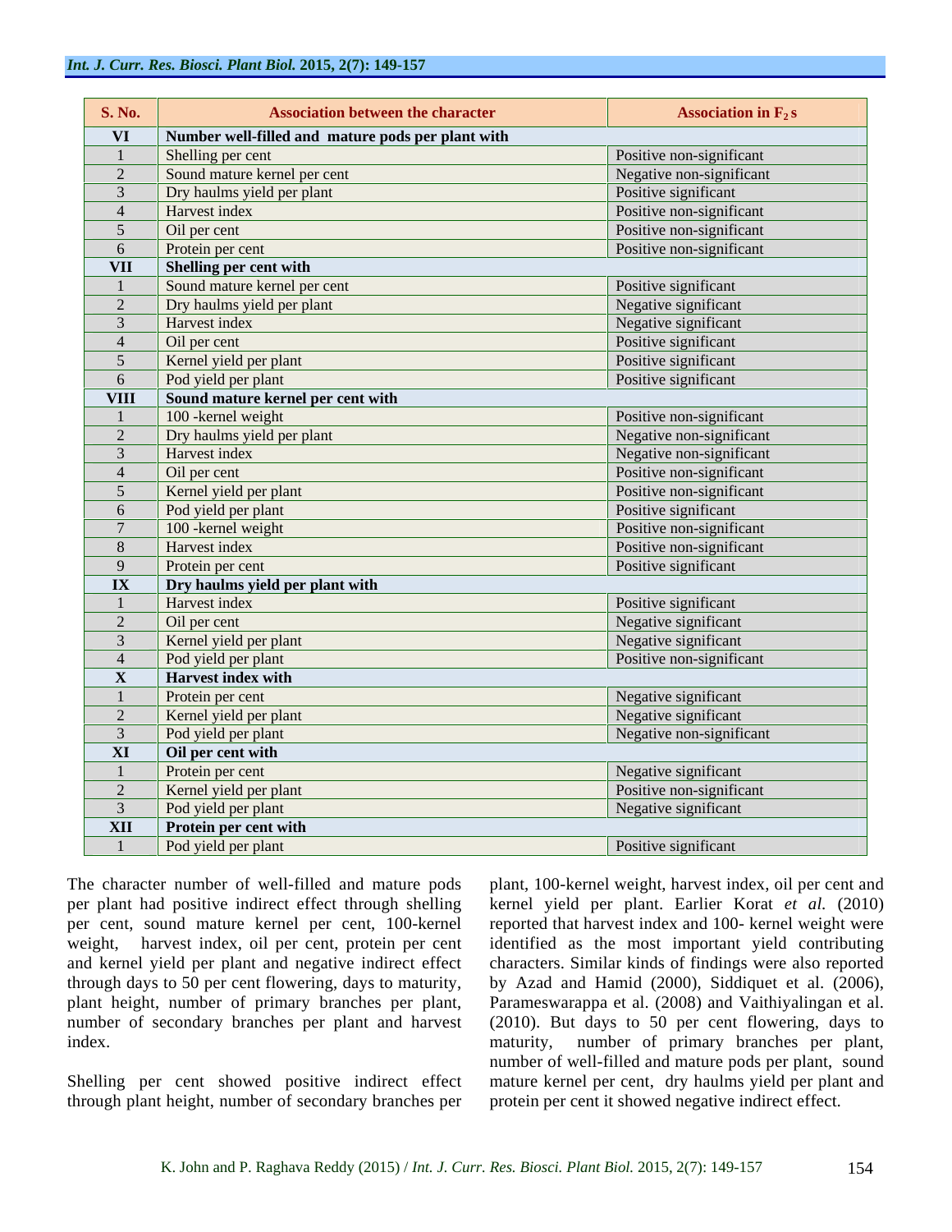| S. No. | Association between the character | Association in $F_2$s |
|---|---|---|
| **VI** | **Number well-filled and mature pods per plant with** | |
| 1 | Shelling per cent | Positive non-significant |
| 2 | Sound mature kernel per cent | Negative non-significant |
| 3 | Dry haulms yield per plant | Positive significant |
| 4 | Harvest index | Positive non-significant |
| 5 | Oil per cent | Positive non-significant |
| 6 | Protein per cent | Positive non-significant |
| **VII** | **Shelling per cent with** | |
| 1 | Sound mature kernel per cent | Positive significant |
| 2 | Dry haulms yield per plant | Negative significant |
| 3 | Harvest index | Negative significant |
| 4 | Oil per cent | Positive significant |
| 5 | Kernel yield per plant | Positive significant |
| 6 | Pod yield per plant | Positive significant |
| **VIII** | **Sound mature kernel per cent with** | |
| 1 | 100 -kernel weight | Positive non-significant |
| 2 | Dry haulms yield per plant | Negative non-significant |
| 3 | Harvest index | Negative non-significant |
| 4 | Oil per cent | Positive non-significant |
| 5 | Kernel yield per plant | Positive non-significant |
| 6 | Pod yield per plant | Positive significant |
| 7 | 100 -kernel weight | Positive non-significant |
| 8 | Harvest index | Positive non-significant |
| 9 | Protein per cent | Positive significant |
| **IX** | **Dry haulms yield per plant with** | |
| 1 | Harvest index | Positive significant |
| 2 | Oil per cent | Negative significant |
| 3 | Kernel yield per plant | Negative significant |
| 4 | Pod yield per plant | Positive non-significant |
| **X** | **Harvest index with** | |
| 1 | Protein per cent | Negative significant |
| 2 | Kernel yield per plant | Negative significant |
| 3 | Pod yield per plant | Negative non-significant |
| **XI** | **Oil per cent with** | |
| 1 | Protein per cent | Negative significant |
| 2 | Kernel yield per plant | Positive non-significant |
| 3 | Pod yield per plant | Negative significant |
| **XII** | **Protein per cent with** | |
| 1 | Pod yield per plant | Positive significant |

The character number of well-filled and mature pods per plant had positive indirect effect through shelling per cent, sound mature kernel per cent, 100-kernel weight, harvest index, oil per cent, protein per cent and kernel yield per plant and negative indirect effect through days to 50 per cent flowering, days to maturity, plant height, number of primary branches per plant, number of secondary branches per plant and harvest index.

Shelling per cent showed positive indirect effect through plant height, number of secondary branches per plant, 100-kernel weight, harvest index, oil per cent and kernel yield per plant. Earlier Korat *et al.* (2010) reported that harvest index and 100- kernel weight were identified as the most important yield contributing characters. Similar kinds of findings were also reported by Azad and Hamid (2000), Siddiquet et al. (2006), Parameswarappa et al. (2008) and Vaithiyalingan et al. (2010). But days to 50 per cent flowering, days to maturity, number of primary branches per plant, number of well-filled and mature pods per plant, sound mature kernel per cent, dry haulms yield per plant and protein per cent it showed negative indirect effect.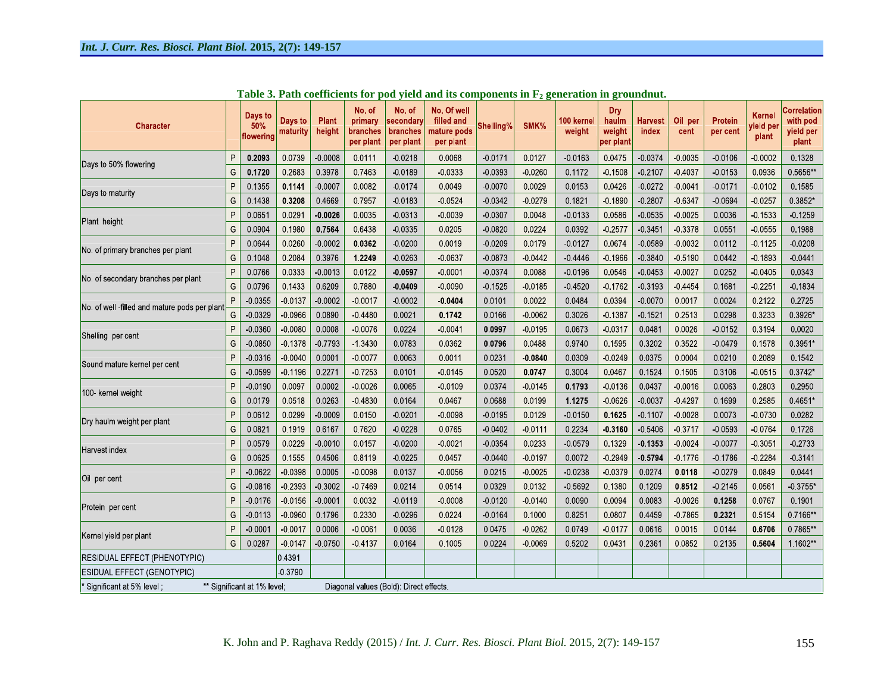**Table 3. Path coefficients for pod yield and its components in $F_2$ generation in groundnut.**

| Character | | Days to 50% flowering | Days to maturity | Plant height | No. of primary branches per plant | No. of secondary branches per plant | No. Of well filled and mature pods per plant | Shelling% | SMK% | 100 kernel weight | Dry haulm weight per plant | Harvest index | Oil per cent | Protein per cent | Kernel yield per plant | Correlation with pod yield per plant |
|---|---|---|---|---|---|---|---|---|---|---|---|---|---|---|---|---|
| Days to 50% flowering | P | **0.2093** | 0.0739 | -0.0008 | 0.0111 | -0.0218 | 0.0068 | -0.0171 | 0.0127 | -0.0163 | 0.0475 | -0.0374 | -0.0035 | -0.0106 | -0.0002 | 0.1328 |
| | G | **0.1720** | 0.2683 | 0.3978 | 0.7463 | -0.0189 | -0.0333 | -0.0393 | -0.0260 | 0.1172 | -0.1508 | -0.2107 | -0.4037 | -0.0153 | 0.0936 | 0.5656** |
| Days to maturity | P | 0.1355 | **0.1141** | -0.0007 | 0.0082 | -0.0174 | 0.0049 | -0.0070 | 0.0029 | 0.0153 | 0.0426 | -0.0272 | -0.0041 | -0.0171 | -0.0102 | 0.1585 |
| | G | 0.1438 | **0.3208** | 0.4669 | 0.7957 | -0.0183 | -0.0524 | -0.0342 | -0.0279 | 0.1821 | -0.1890 | -0.2807 | -0.6347 | -0.0694 | -0.0257 | 0.3852* |
| Plant height | P | 0.0651 | 0.0291 | **-0.0026** | 0.0035 | -0.0313 | -0.0039 | -0.0307 | 0.0048 | -0.0133 | 0.0586 | -0.0535 | -0.0025 | 0.0036 | -0.1533 | -0.1259 |
| | G | 0.0904 | 0.1980 | **0.7564** | 0.6438 | -0.0335 | 0.0205 | -0.0820 | 0.0224 | 0.0392 | -0.2577 | -0.3451 | -0.3378 | 0.0551 | -0.0555 | 0.1988 |
| No. of primary branches per plant | P | 0.0644 | 0.0260 | -0.0002 | **0.0362** | -0.0200 | 0.0019 | -0.0209 | 0.0179 | -0.0127 | 0.0674 | -0.0589 | -0.0032 | 0.0112 | -0.1125 | -0.0208 |
| | G | 0.1048 | 0.2084 | 0.3976 | **1.2249** | -0.0263 | -0.0637 | -0.0873 | -0.0442 | -0.4446 | -0.1966 | -0.3840 | -0.5190 | 0.0442 | -0.1893 | -0.0441 |
| No. of secondary branches per plant | P | 0.0766 | 0.0333 | -0.0013 | 0.0122 | **-0.0597** | -0.0001 | -0.0374 | 0.0088 | -0.0196 | 0.0546 | -0.0453 | -0.0027 | 0.0252 | -0.0405 | 0.0343 |
| | G | 0.0796 | 0.1433 | 0.6209 | 0.7880 | **-0.0409** | -0.0090 | -0.1525 | -0.0185 | -0.4520 | -0.1762 | -0.3193 | -0.4454 | 0.1681 | -0.2251 | -0.1834 |
| No. of well -filled and mature pods per plant | P | -0.0355 | -0.0137 | -0.0002 | -0.0017 | -0.0002 | **-0.0404** | 0.0101 | 0.0022 | 0.0484 | 0.0394 | -0.0070 | 0.0017 | 0.0024 | 0.2122 | 0.2725 |
| | G | -0.0329 | -0.0966 | 0.0890 | -0.4480 | 0.0021 | **0.1742** | 0.0166 | -0.0062 | 0.3026 | -0.1387 | -0.1521 | 0.2513 | 0.0298 | 0.3233 | 0.3926* |
| Shelling per cent | P | -0.0360 | -0.0080 | 0.0008 | -0.0076 | 0.0224 | -0.0041 | **0.0997** | -0.0195 | 0.0673 | -0.0317 | 0.0481 | 0.0026 | -0.0152 | 0.3194 | 0.0020 |
| | G | -0.0850 | -0.1378 | -0.7793 | -1.3430 | 0.0783 | 0.0362 | **0.0796** | 0.0488 | 0.9740 | 0.1595 | 0.3202 | 0.3522 | -0.0479 | 0.1578 | 0.3951* |
| Sound mature kernel per cent | P | -0.0316 | -0.0040 | 0.0001 | -0.0077 | 0.0063 | 0.0011 | 0.0231 | **-0.0840** | 0.0309 | -0.0249 | 0.0375 | 0.0004 | 0.0210 | 0.2089 | 0.1542 |
| | G | -0.0599 | -0.1196 | 0.2271 | -0.7253 | 0.0101 | -0.0145 | 0.0520 | **0.0747** | 0.3004 | 0.0467 | 0.1524 | 0.1505 | 0.3106 | -0.0515 | 0.3742* |
| 100- kernel weight | P | -0.0190 | 0.0097 | 0.0002 | -0.0026 | 0.0065 | -0.0109 | 0.0374 | -0.0145 | **0.1793** | -0.0136 | 0.0437 | -0.0016 | 0.0063 | 0.2803 | 0.2950 |
| | G | 0.0179 | 0.0518 | 0.0263 | -0.4830 | 0.0164 | 0.0467 | 0.0688 | 0.0199 | **1.1275** | -0.0626 | -0.0037 | -0.4297 | 0.1699 | 0.2585 | 0.4651* |
| Dry haulm weight per plant | P | 0.0612 | 0.0299 | -0.0009 | 0.0150 | -0.0201 | -0.0098 | -0.0195 | 0.0129 | -0.0150 | **0.1625** | -0.1107 | -0.0028 | 0.0073 | -0.0730 | 0.0282 |
| | G | 0.0821 | 0.1919 | 0.6167 | 0.7620 | -0.0228 | 0.0765 | -0.0402 | -0.0111 | 0.2234 | **-0.3160** | -0.5406 | -0.3717 | -0.0593 | -0.0764 | 0.1726 |
| Harvest index | P | 0.0579 | 0.0229 | -0.0010 | 0.0157 | -0.0200 | -0.0021 | -0.0354 | 0.0233 | -0.0579 | 0.1329 | **-0.1353** | -0.0024 | -0.0077 | -0.3051 | -0.2733 |
| | G | 0.0625 | 0.1555 | 0.4506 | 0.8119 | -0.0225 | 0.0457 | -0.0440 | -0.0197 | 0.0072 | -0.2949 | **-0.5794** | -0.1776 | -0.1786 | -0.2284 | -0.3141 |
| Oil per cent | P | -0.0622 | -0.0398 | 0.0005 | -0.0098 | 0.0137 | -0.0056 | 0.0215 | -0.0025 | -0.0238 | -0.0379 | 0.0274 | **0.0118** | -0.0279 | 0.0849 | 0.0441 |
| | G | -0.0816 | -0.2393 | -0.3002 | -0.7469 | 0.0214 | 0.0514 | 0.0329 | 0.0132 | -0.5692 | 0.1380 | 0.1209 | **0.8512** | -0.2145 | 0.0561 | -0.3755* |
| Protein per cent | P | -0.0176 | -0.0156 | -0.0001 | 0.0032 | -0.0119 | -0.0008 | -0.0120 | -0.0140 | 0.0090 | 0.0094 | 0.0083 | -0.0026 | **0.1258** | 0.0767 | 0.1901 |
| | G | -0.0113 | -0.0960 | 0.1796 | 0.2330 | -0.0296 | 0.0224 | -0.0164 | 0.1000 | 0.8251 | 0.0807 | 0.4459 | -0.7865 | **0.2321** | 0.5154 | 0.7166** |
| Kernel yield per plant | P | -0.0001 | -0.0017 | 0.0006 | -0.0061 | 0.0036 | -0.0128 | 0.0475 | -0.0262 | 0.0749 | -0.0177 | 0.0616 | 0.0015 | 0.0144 | **0.6706** | 0.7865** |
| | G | 0.0287 | -0.0147 | -0.0750 | -0.4137 | 0.0164 | 0.1005 | 0.0224 | -0.0069 | 0.5202 | 0.0431 | 0.2361 | 0.0852 | 0.2135 | **0.5604** | 1.1602** |
| RESIDUAL EFFECT (PHENOTYPIC) | | | 0.4391 | | | | | | | | | | | | | |
| ESIDUAL EFFECT (GENOTYPIC) | | | -0.3790 | | | | | | | | | | | | | |

\* Significant at 5% level ; ** Significant at 1% level; Diagonal values (Bold): Direct effects.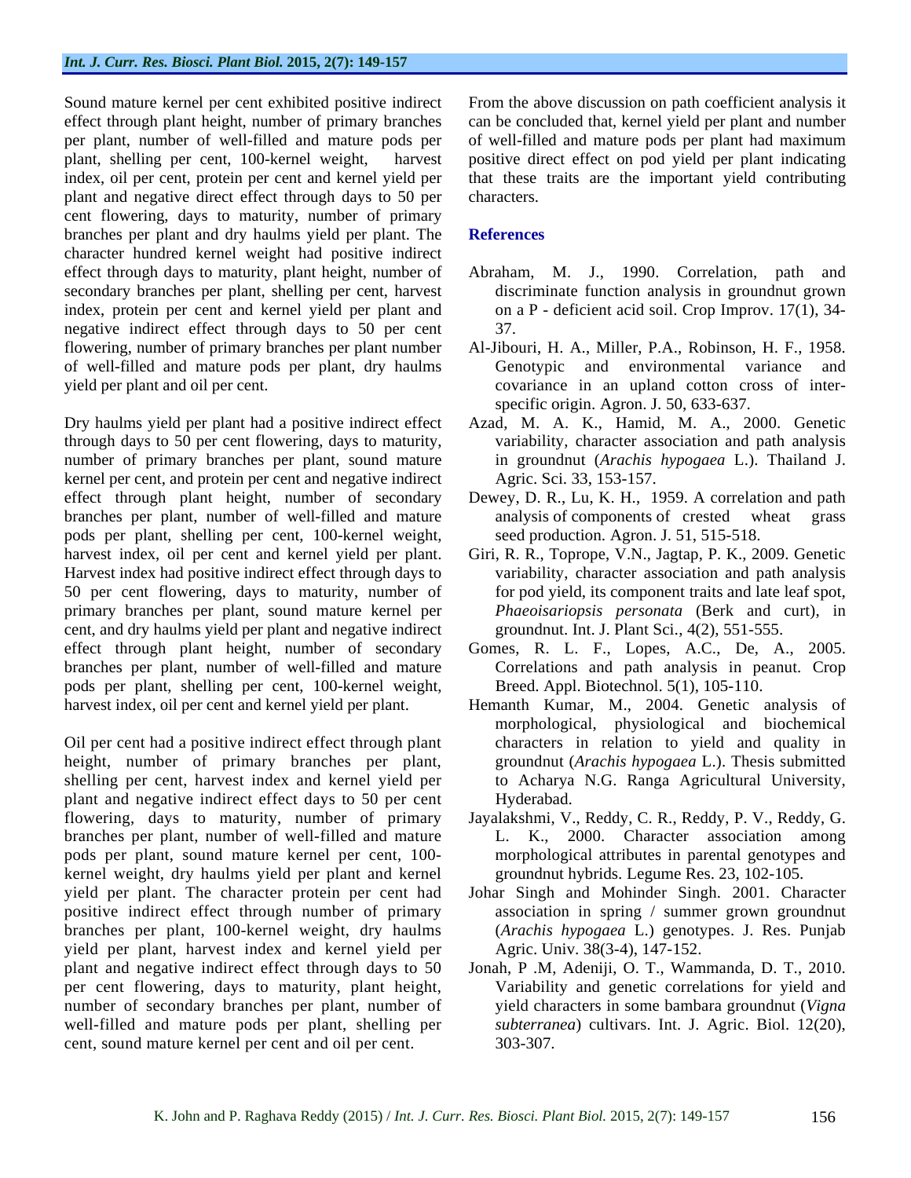Sound mature kernel per cent exhibited positive indirect effect through plant height, number of primary branches per plant, number of well-filled and mature pods per plant, shelling per cent, 100-kernel weight, harvest index, oil per cent, protein per cent and kernel yield per plant and negative direct effect through days to 50 per cent flowering, days to maturity, number of primary branches per plant and dry haulms yield per plant. The character hundred kernel weight had positive indirect effect through days to maturity, plant height, number of secondary branches per plant, shelling per cent, harvest index, protein per cent and kernel yield per plant and negative indirect effect through days to 50 per cent flowering, number of primary branches per plant number of well-filled and mature pods per plant, dry haulms yield per plant and oil per cent.

Dry haulms yield per plant had a positive indirect effect through days to 50 per cent flowering, days to maturity, number of primary branches per plant, sound mature kernel per cent, and protein per cent and negative indirect effect through plant height, number of secondary branches per plant, number of well-filled and mature pods per plant, shelling per cent, 100-kernel weight, harvest index, oil per cent and kernel yield per plant. Harvest index had positive indirect effect through days to 50 per cent flowering, days to maturity, number of primary branches per plant, sound mature kernel per cent, and dry haulms yield per plant and negative indirect effect through plant height, number of secondary branches per plant, number of well-filled and mature pods per plant, shelling per cent, 100-kernel weight, harvest index, oil per cent and kernel yield per plant.

Oil per cent had a positive indirect effect through plant height, number of primary branches per plant, shelling per cent, harvest index and kernel yield per plant and negative indirect effect days to 50 per cent flowering, days to maturity, number of primary branches per plant, number of well-filled and mature pods per plant, sound mature kernel per cent, 100-kernel weight, dry haulms yield per plant and kernel yield per plant. The character protein per cent had positive indirect effect through number of primary branches per plant, 100-kernel weight, dry haulms yield per plant, harvest index and kernel yield per plant and negative indirect effect through days to 50 per cent flowering, days to maturity, plant height, number of secondary branches per plant, number of well-filled and mature pods per plant, shelling per cent, sound mature kernel per cent and oil per cent.

From the above discussion on path coefficient analysis it can be concluded that, kernel yield per plant and number of well-filled and mature pods per plant had maximum positive direct effect on pod yield per plant indicating that these traits are the important yield contributing characters.

## References

Abraham, M. J., 1990. Correlation, path and discriminate function analysis in groundnut grown on a P - deficient acid soil. Crop Improv. 17(1), 34-37.

Al-Jibouri, H. A., Miller, P.A., Robinson, H. F., 1958. Genotypic and environmental variance and covariance in an upland cotton cross of inter-specific origin. Agron. J. 50, 633-637.

Azad, M. A. K., Hamid, M. A., 2000. Genetic variability, character association and path analysis in groundnut (*Arachis hypogaea* L.). Thailand J. Agric. Sci. 33, 153-157.

Dewey, D. R., Lu, K. H., 1959. A correlation and path analysis of components of crested wheat grass seed production. Agron. J. 51, 515-518.

Giri, R. R., Toprope, V.N., Jagtap, P. K., 2009. Genetic variability, character association and path analysis for pod yield, its component traits and late leaf spot, *Phaeoisariopsis personata* (Berk and curt), in groundnut. Int. J. Plant Sci., 4(2), 551-555.

Gomes, R. L. F., Lopes, A.C., De, A., 2005. Correlations and path analysis in peanut. Crop Breed. Appl. Biotechnol. 5(1), 105-110.

Hemanth Kumar, M., 2004. Genetic analysis of morphological, physiological and biochemical characters in relation to yield and quality in groundnut (*Arachis hypogaea* L.). Thesis submitted to Acharya N.G. Ranga Agricultural University, Hyderabad.

Jayalakshmi, V., Reddy, C. R., Reddy, P. V., Reddy, G. L. K., 2000. Character association among morphological attributes in parental genotypes and groundnut hybrids. Legume Res. 23, 102-105.

Johar Singh and Mohinder Singh. 2001. Character association in spring / summer grown groundnut (*Arachis hypogaea* L.) genotypes. J. Res. Punjab Agric. Univ. 38(3-4), 147-152.

Jonah, P .M, Adeniji, O. T., Wammanda, D. T., 2010. Variability and genetic correlations for yield and yield characters in some bambara groundnut (*Vigna subterranea*) cultivars. Int. J. Agric. Biol. 12(20), 303-307.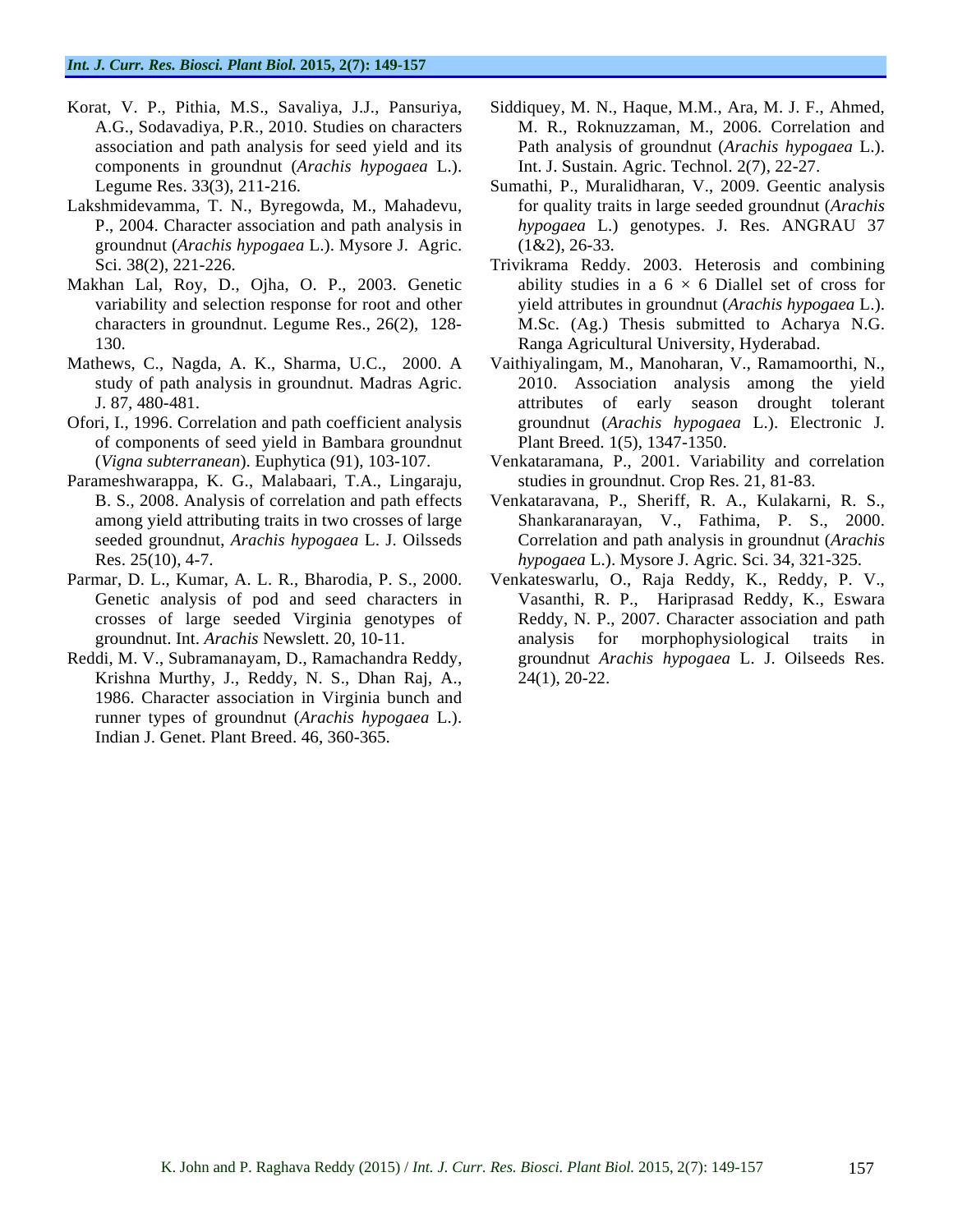Korat, V. P., Pithia, M.S., Savaliya, J.J., Pansuriya, A.G., Sodavadiya, P.R., 2010. Studies on characters association and path analysis for seed yield and its components in groundnut (*Arachis hypogaea* L.). Legume Res. 33(3), 211-216.

Lakshmidevamma, T. N., Byregowda, M., Mahadevu, P., 2004. Character association and path analysis in groundnut (*Arachis hypogaea* L.). Mysore J. Agric. Sci. 38(2), 221-226.

Makhan Lal, Roy, D., Ojha, O. P., 2003. Genetic variability and selection response for root and other characters in groundnut. Legume Res., 26(2), 128-130.

Mathews, C., Nagda, A. K., Sharma, U.C., 2000. A study of path analysis in groundnut. Madras Agric. J. 87, 480-481.

Ofori, I., 1996. Correlation and path coefficient analysis of components of seed yield in Bambara groundnut (*Vigna subterranean*). Euphytica (91), 103-107.

Parameshwarappa, K. G., Malabaari, T.A., Lingaraju, B. S., 2008. Analysis of correlation and path effects among yield attributing traits in two crosses of large seeded groundnut, *Arachis hypogaea* L. J. Oilsseds Res. 25(10), 4-7.

Parmar, D. L., Kumar, A. L. R., Bharodia, P. S., 2000. Genetic analysis of pod and seed characters in crosses of large seeded Virginia genotypes of groundnut. Int. *Arachis* Newslett. 20, 10-11.

Reddi, M. V., Subramanayam, D., Ramachandra Reddy, Krishna Murthy, J., Reddy, N. S., Dhan Raj, A., 1986. Character association in Virginia bunch and runner types of groundnut (*Arachis hypogaea* L.). Indian J. Genet. Plant Breed. 46, 360-365.

Siddiquey, M. N., Haque, M.M., Ara, M. J. F., Ahmed, M. R., Roknuzzaman, M., 2006. Correlation and Path analysis of groundnut (*Arachis hypogaea* L.). Int. J. Sustain. Agric. Technol. 2(7), 22-27.

Sumathi, P., Muralidharan, V., 2009. Geentic analysis for quality traits in large seeded groundnut (*Arachis hypogaea* L.) genotypes. J. Res. ANGRAU 37 (1&2), 26-33.

Trivikrama Reddy. 2003. Heterosis and combining ability studies in a 6 × 6 Diallel set of cross for yield attributes in groundnut (*Arachis hypogaea* L.). M.Sc. (Ag.) Thesis submitted to Acharya N.G. Ranga Agricultural University, Hyderabad.

Vaithiyalingam, M., Manoharan, V., Ramamoorthi, N., 2010. Association analysis among the yield attributes of early season drought tolerant groundnut (*Arachis hypogaea* L.). Electronic J. Plant Breed. 1(5), 1347-1350.

Venkataramana, P., 2001. Variability and correlation studies in groundnut. Crop Res. 21, 81-83.

Venkataravana, P., Sheriff, R. A., Kulakarni, R. S., Shankaranarayan, V., Fathima, P. S., 2000. Correlation and path analysis in groundnut (*Arachis hypogaea* L.). Mysore J. Agric. Sci. 34, 321-325.

Venkateswarlu, O., Raja Reddy, K., Reddy, P. V., Vasanthi, R. P., Hariprasad Reddy, K., Eswara Reddy, N. P., 2007. Character association and path analysis for morphophysiological traits in groundnut *Arachis hypogaea* L. J. Oilseeds Res. 24(1), 20-22.